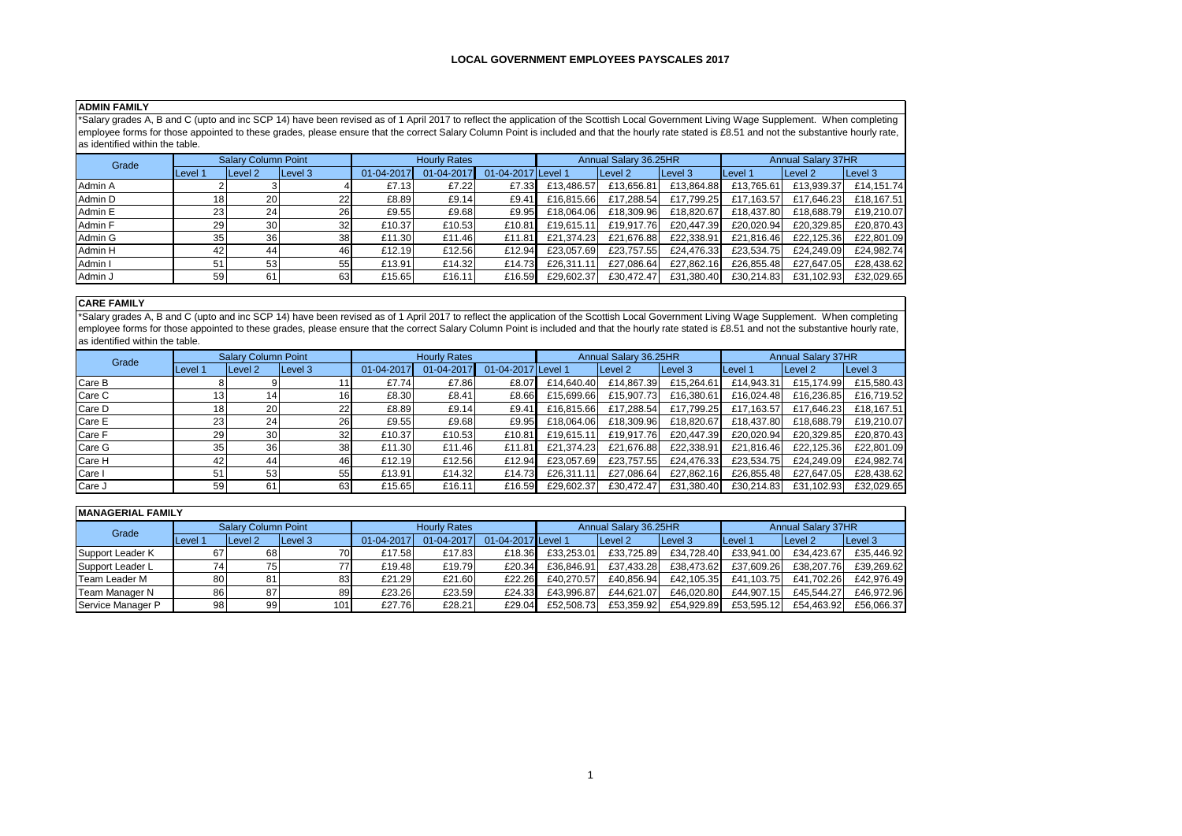# LOCAL GOVERNMENT EMPLOYEES PAYSCALES 2017

## ADMIN FAMILY

*Salary grades A, B and C (upto and inc SCP 14) have been revised as of 1 April 2017 to reflect the application of the Scottish Local Government Living Wage Supplement. When completing employee forms for those appointed to these grades, please ensure that the correct Salary Column Point is included and that the hourly rate stated is £8.51 and not the substantive hourly rate, as identified within the table.

| Grade | Salary Column Point | | | Hourly Rates | | | Annual Salary 36.25HR | | | Annual Salary 37HR | | |
|---|---|---|---|---|---|---|---|---|---|---|---|---|
| | Level 1 | Level 2 | Level 3 | 01-04-2017 | 01-04-2017 | 01-04-2017 | Level 1 | Level 2 | Level 3 | Level 1 | Level 2 | Level 3 |
| Admin A | 2 | 3 | 4 | £7.13 | £7.22 | £7.33 | £13,486.57 | £13,656.81 | £13,864.88 | £13,765.61 | £13,939.37 | £14,151.74 |
| Admin D | 18 | 20 | 22 | £8.89 | £9.14 | £9.41 | £16,815.66 | £17,288.54 | £17,799.25 | £17,163.57 | £17,646.23 | £18,167.51 |
| Admin E | 23 | 24 | 26 | £9.55 | £9.68 | £9.95 | £18,064.06 | £18,309.96 | £18,820.67 | £18,437.80 | £18,688.79 | £19,210.07 |
| Admin F | 29 | 30 | 32 | £10.37 | £10.53 | £10.81 | £19,615.11 | £19,917.76 | £20,447.39 | £20,020.94 | £20,329.85 | £20,870.43 |
| Admin G | 35 | 36 | 38 | £11.30 | £11.46 | £11.81 | £21,374.23 | £21,676.88 | £22,338.91 | £21,816.46 | £22,125.36 | £22,801.09 |
| Admin H | 42 | 44 | 46 | £12.19 | £12.56 | £12.94 | £23,057.69 | £23,757.55 | £24,476.33 | £23,534.75 | £24,249.09 | £24,982.74 |
| Admin I | 51 | 53 | 55 | £13.91 | £14.32 | £14.73 | £26,311.11 | £27,086.64 | £27,862.16 | £26,855.48 | £27,647.05 | £28,438.62 |
| Admin J | 59 | 61 | 63 | £15.65 | £16.11 | £16.59 | £29,602.37 | £30,472.47 | £31,380.40 | £30,214.83 | £31,102.93 | £32,029.65 |

## CARE FAMILY

*Salary grades A, B and C (upto and inc SCP 14) have been revised as of 1 April 2017 to reflect the application of the Scottish Local Government Living Wage Supplement. When completing employee forms for those appointed to these grades, please ensure that the correct Salary Column Point is included and that the hourly rate stated is £8.51 and not the substantive hourly rate, as identified within the table.

| Grade | Salary Column Point | | | Hourly Rates | | | Annual Salary 36.25HR | | | Annual Salary 37HR | | |
|---|---|---|---|---|---|---|---|---|---|---|---|---|
| | Level 1 | Level 2 | Level 3 | 01-04-2017 | 01-04-2017 | 01-04-2017 | Level 1 | Level 2 | Level 3 | Level 1 | Level 2 | Level 3 |
| Care B | 8 | 9 | 11 | £7.74 | £7.86 | £8.07 | £14,640.40 | £14,867.39 | £15,264.61 | £14,943.31 | £15,174.99 | £15,580.43 |
| Care C | 13 | 14 | 16 | £8.30 | £8.41 | £8.66 | £15,699.66 | £15,907.73 | £16,380.61 | £16,024.48 | £16,236.85 | £16,719.52 |
| Care D | 18 | 20 | 22 | £8.89 | £9.14 | £9.41 | £16,815.66 | £17,288.54 | £17,799.25 | £17,163.57 | £17,646.23 | £18,167.51 |
| Care E | 23 | 24 | 26 | £9.55 | £9.68 | £9.95 | £18,064.06 | £18,309.96 | £18,820.67 | £18,437.80 | £18,688.79 | £19,210.07 |
| Care F | 29 | 30 | 32 | £10.37 | £10.53 | £10.81 | £19,615.11 | £19,917.76 | £20,447.39 | £20,020.94 | £20,329.85 | £20,870.43 |
| Care G | 35 | 36 | 38 | £11.30 | £11.46 | £11.81 | £21,374.23 | £21,676.88 | £22,338.91 | £21,816.46 | £22,125.36 | £22,801.09 |
| Care H | 42 | 44 | 46 | £12.19 | £12.56 | £12.94 | £23,057.69 | £23,757.55 | £24,476.33 | £23,534.75 | £24,249.09 | £24,982.74 |
| Care I | 51 | 53 | 55 | £13.91 | £14.32 | £14.73 | £26,311.11 | £27,086.64 | £27,862.16 | £26,855.48 | £27,647.05 | £28,438.62 |
| Care J | 59 | 61 | 63 | £15.65 | £16.11 | £16.59 | £29,602.37 | £30,472.47 | £31,380.40 | £30,214.83 | £31,102.93 | £32,029.65 |

## MANAGERIAL FAMILY

| Grade | Salary Column Point | | | Hourly Rates | | | Annual Salary 36.25HR | | | Annual Salary 37HR | | |
|---|---|---|---|---|---|---|---|---|---|---|---|---|
| | Level 1 | Level 2 | Level 3 | 01-04-2017 | 01-04-2017 | 01-04-2017 | Level 1 | Level 2 | Level 3 | Level 1 | Level 2 | Level 3 |
| Support Leader K | 67 | 68 | 70 | £17.58 | £17.83 | £18.36 | £33,253.01 | £33,725.89 | £34,728.40 | £33,941.00 | £34,423.67 | £35,446.92 |
| Support Leader L | 74 | 75 | 77 | £19.48 | £19.79 | £20.34 | £36,846.91 | £37,433.28 | £38,473.62 | £37,609.26 | £38,207.76 | £39,269.62 |
| Team Leader M | 80 | 81 | 83 | £21.29 | £21.60 | £22.26 | £40,270.57 | £40,856.94 | £42,105.35 | £41,103.75 | £41,702.26 | £42,976.49 |
| Team Manager N | 86 | 87 | 89 | £23.26 | £23.59 | £24.33 | £43,996.87 | £44,621.07 | £46,020.80 | £44,907.15 | £45,544.27 | £46,972.96 |
| Service Manager P | 98 | 99 | 101 | £27.76 | £28.21 | £29.04 | £52,508.73 | £53,359.92 | £54,929.89 | £53,595.12 | £54,463.92 | £56,066.37 |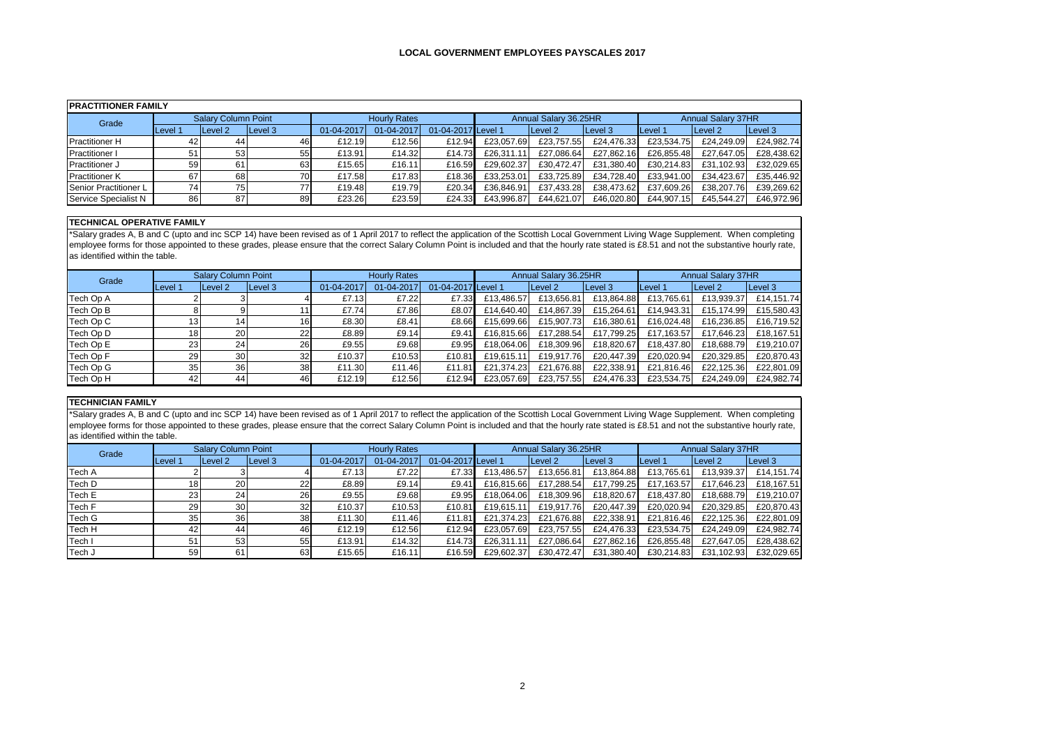# LOCAL GOVERNMENT EMPLOYEES PAYSCALES 2017

## PRACTITIONER FAMILY

| Grade | Salary Column Point | | | Hourly Rates | | | Annual Salary 36.25HR | | | Annual Salary 37HR | | |
|---|---|---|---|---|---|---|---|---|---|---|---|---|
| | Level 1 | Level 2 | Level 3 | 01-04-2017 | 01-04-2017 | 01-04-2017 | Level 1 | Level 2 | Level 3 | Level 1 | Level 2 | Level 3 |
| Practitioner H | 42 | 44 | 46 | £12.19 | £12.56 | £12.94 | £23,057.69 | £23,757.55 | £24,476.33 | £23,534.75 | £24,249.09 | £24,982.74 |
| Practitioner I | 51 | 53 | 55 | £13.91 | £14.32 | £14.73 | £26,311.11 | £27,086.64 | £27,862.16 | £26,855.48 | £27,647.05 | £28,438.62 |
| Practitioner J | 59 | 61 | 63 | £15.65 | £16.11 | £16.59 | £29,602.37 | £30,472.47 | £31,380.40 | £30,214.83 | £31,102.93 | £32,029.65 |
| Practitioner K | 67 | 68 | 70 | £17.58 | £17.83 | £18.36 | £33,253.01 | £33,725.89 | £34,728.40 | £33,941.00 | £34,423.67 | £35,446.92 |
| Senior Practitioner L | 74 | 75 | 77 | £19.48 | £19.79 | £20.34 | £36,846.91 | £37,433.28 | £38,473.62 | £37,609.26 | £38,207.76 | £39,269.62 |
| Service Specialist N | 86 | 87 | 89 | £23.26 | £23.59 | £24.33 | £43,996.87 | £44,621.07 | £46,020.80 | £44,907.15 | £45,544.27 | £46,972.96 |

## TECHNICAL OPERATIVE FAMILY

*Salary grades A, B and C (upto and inc SCP 14) have been revised as of 1 April 2017 to reflect the application of the Scottish Local Government Living Wage Supplement. When completing employee forms for those appointed to these grades, please ensure that the correct Salary Column Point is included and that the hourly rate stated is £8.51 and not the substantive hourly rate, as identified within the table.

| Grade | Salary Column Point | | | Hourly Rates | | | Annual Salary 36.25HR | | | Annual Salary 37HR | | |
|---|---|---|---|---|---|---|---|---|---|---|---|---|
| | Level 1 | Level 2 | Level 3 | 01-04-2017 | 01-04-2017 | 01-04-2017 | Level 1 | Level 2 | Level 3 | Level 1 | Level 2 | Level 3 |
| Tech Op A | 2 | 3 | 4 | £7.13 | £7.22 | £7.33 | £13,486.57 | £13,656.81 | £13,864.88 | £13,765.61 | £13,939.37 | £14,151.74 |
| Tech Op B | 8 | 9 | 11 | £7.74 | £7.86 | £8.07 | £14,640.40 | £14,867.39 | £15,264.61 | £14,943.31 | £15,174.99 | £15,580.43 |
| Tech Op C | 13 | 14 | 16 | £8.30 | £8.41 | £8.66 | £15,699.66 | £15,907.73 | £16,380.61 | £16,024.48 | £16,236.85 | £16,719.52 |
| Tech Op D | 18 | 20 | 22 | £8.89 | £9.14 | £9.41 | £16,815.66 | £17,288.54 | £17,799.25 | £17,163.57 | £17,646.23 | £18,167.51 |
| Tech Op E | 23 | 24 | 26 | £9.55 | £9.68 | £9.95 | £18,064.06 | £18,309.96 | £18,820.67 | £18,437.80 | £18,688.79 | £19,210.07 |
| Tech Op F | 29 | 30 | 32 | £10.37 | £10.53 | £10.81 | £19,615.11 | £19,917.76 | £20,447.39 | £20,020.94 | £20,329.85 | £20,870.43 |
| Tech Op G | 35 | 36 | 38 | £11.30 | £11.46 | £11.81 | £21,374.23 | £21,676.88 | £22,338.91 | £21,816.46 | £22,125.36 | £22,801.09 |
| Tech Op H | 42 | 44 | 46 | £12.19 | £12.56 | £12.94 | £23,057.69 | £23,757.55 | £24,476.33 | £23,534.75 | £24,249.09 | £24,982.74 |

## TECHNICIAN FAMILY

*Salary grades A, B and C (upto and inc SCP 14) have been revised as of 1 April 2017 to reflect the application of the Scottish Local Government Living Wage Supplement. When completing employee forms for those appointed to these grades, please ensure that the correct Salary Column Point is included and that the hourly rate stated is £8.51 and not the substantive hourly rate, as identified within the table.

| Grade | Salary Column Point | | | Hourly Rates | | | Annual Salary 36.25HR | | | Annual Salary 37HR | | |
|---|---|---|---|---|---|---|---|---|---|---|---|---|
| | Level 1 | Level 2 | Level 3 | 01-04-2017 | 01-04-2017 | 01-04-2017 | Level 1 | Level 2 | Level 3 | Level 1 | Level 2 | Level 3 |
| Tech A | 2 | 3 | 4 | £7.13 | £7.22 | £7.33 | £13,486.57 | £13,656.81 | £13,864.88 | £13,765.61 | £13,939.37 | £14,151.74 |
| Tech D | 18 | 20 | 22 | £8.89 | £9.14 | £9.41 | £16,815.66 | £17,288.54 | £17,799.25 | £17,163.57 | £17,646.23 | £18,167.51 |
| Tech E | 23 | 24 | 26 | £9.55 | £9.68 | £9.95 | £18,064.06 | £18,309.96 | £18,820.67 | £18,437.80 | £18,688.79 | £19,210.07 |
| Tech F | 29 | 30 | 32 | £10.37 | £10.53 | £10.81 | £19,615.11 | £19,917.76 | £20,447.39 | £20,020.94 | £20,329.85 | £20,870.43 |
| Tech G | 35 | 36 | 38 | £11.30 | £11.46 | £11.81 | £21,374.23 | £21,676.88 | £22,338.91 | £21,816.46 | £22,125.36 | £22,801.09 |
| Tech H | 42 | 44 | 46 | £12.19 | £12.56 | £12.94 | £23,057.69 | £23,757.55 | £24,476.33 | £23,534.75 | £24,249.09 | £24,982.74 |
| Tech I | 51 | 53 | 55 | £13.91 | £14.32 | £14.73 | £26,311.11 | £27,086.64 | £27,862.16 | £26,855.48 | £27,647.05 | £28,438.62 |
| Tech J | 59 | 61 | 63 | £15.65 | £16.11 | £16.59 | £29,602.37 | £30,472.47 | £31,380.40 | £30,214.83 | £31,102.93 | £32,029.65 |